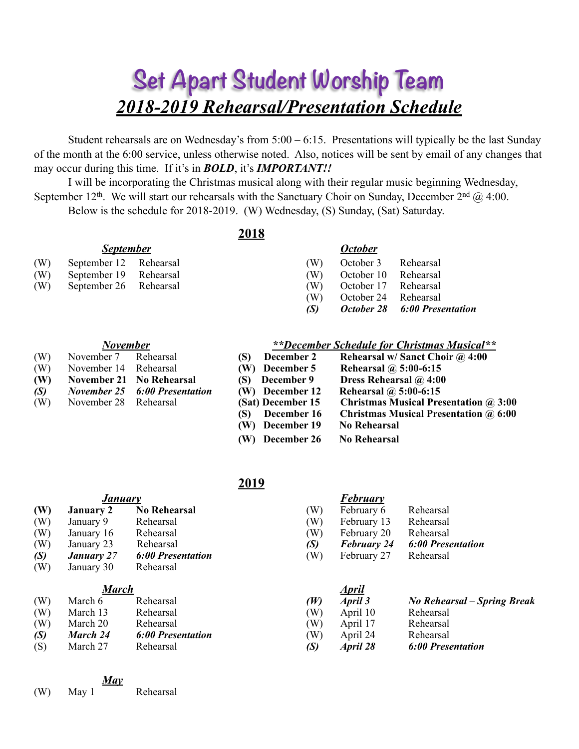# Set Apart Student Worship Team

## *2018-2019 Rehearsal/Presentation Schedule*

Student rehearsals are on Wednesday's from 5:00 – 6:15. Presentations will typically be the last Sunday of the month at the 6:00 service, unless otherwise noted. Also, notices will be sent by email of any changes that may occur during this time. If it's in ***BOLD***, it's ***IMPORTANT!!***

I will be incorporating the Christmas musical along with their regular music beginning Wednesday, September 12th. We will start our rehearsals with the Sanctuary Choir on Sunday, December 2nd @ 4:00.

Below is the schedule for 2018-2019. (W) Wednesday, (S) Sunday, (Sat) Saturday.

## 2018

### *September*

| | | |
|---|---|---|
| (W) | September 12 | Rehearsal |
| (W) | September 19 | Rehearsal |
| (W) | September 26 | Rehearsal |

### *October*

| | | |
|---|---|---|
| (W) | October 3 | Rehearsal |
| (W) | October 10 | Rehearsal |
| (W) | October 17 | Rehearsal |
| (W) | October 24 | Rehearsal |
| ***(S)*** | ***October 28*** | ***6:00 Presentation*** |

### *November*

| | | |
|---|---|---|
| (W) | November 7 | Rehearsal |
| (W) | November 14 | Rehearsal |
| **(W)** | **November 21** | **No Rehearsal** |
| ***(S)*** | ***November 25*** | ***6:00 Presentation*** |
| (W) | November 28 | Rehearsal |

### *\*\*December Schedule for Christmas Musical\*\**

| | | |
|---|---|---|
| **(S)** | **December 2** | **Rehearsal w/ Sanct Choir @ 4:00** |
| **(W)** | **December 5** | **Rehearsal @ 5:00-6:15** |
| **(S)** | **December 9** | **Dress Rehearsal @ 4:00** |
| **(W)** | **December 12** | **Rehearsal @ 5:00-6:15** |
| **(Sat)** | **December 15** | **Christmas Musical Presentation @ 3:00** |
| **(S)** | **December 16** | **Christmas Musical Presentation @ 6:00** |
| **(W)** | **December 19** | **No Rehearsal** |
| **(W)** | **December 26** | **No Rehearsal** |

## 2019

### *January*

| | | |
|---|---|---|
| **(W)** | **January 2** | **No Rehearsal** |
| (W) | January 9 | Rehearsal |
| (W) | January 16 | Rehearsal |
| (W) | January 23 | Rehearsal |
| ***(S)*** | ***January 27*** | ***6:00 Presentation*** |
| (W) | January 30 | Rehearsal |

### *February*

| | | |
|---|---|---|
| (W) | February 6 | Rehearsal |
| (W) | February 13 | Rehearsal |
| (W) | February 20 | Rehearsal |
| ***(S)*** | ***February 24*** | ***6:00 Presentation*** |
| (W) | February 27 | Rehearsal |

### *March*

| | | |
|---|---|---|
| (W) | March 6 | Rehearsal |
| (W) | March 13 | Rehearsal |
| (W) | March 20 | Rehearsal |
| ***(S)*** | ***March 24*** | ***6:00 Presentation*** |
| (S) | March 27 | Rehearsal |

### *April*

| | | |
|---|---|---|
| ***(W)*** | ***April 3*** | ***No Rehearsal – Spring Break*** |
| (W) | April 10 | Rehearsal |
| (W) | April 17 | Rehearsal |
| (W) | April 24 | Rehearsal |
| ***(S)*** | ***April 28*** | ***6:00 Presentation*** |

### *May*

| | | |
|---|---|---|
| (W) | May 1 | Rehearsal |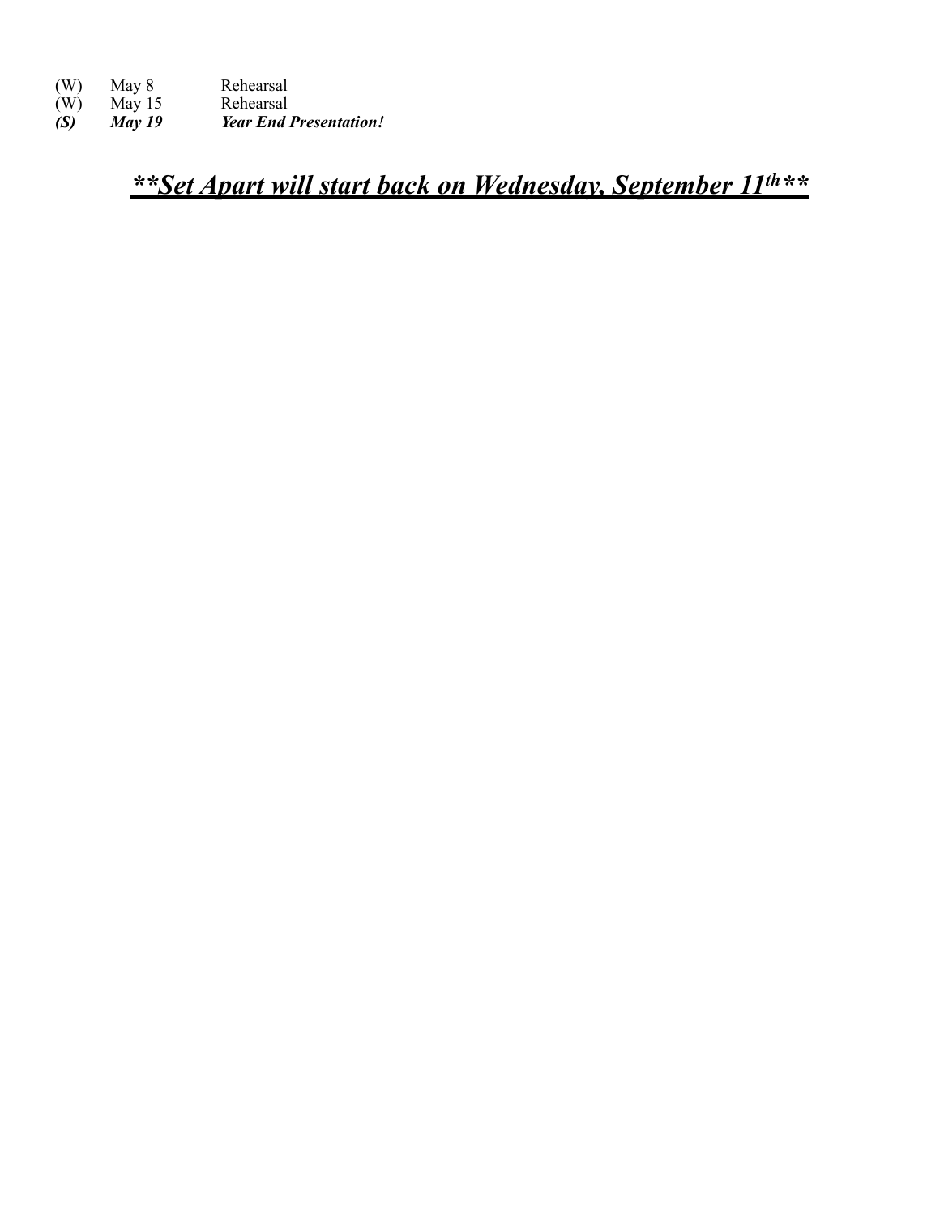| | | |
|---|---|---|
| (W) | May 8 | Rehearsal |
| (W) | May 15 | Rehearsal |
| ***(S)*** | ***May 19*** | ***Year End Presentation!*** |

***<u>**Set Apart will start back on Wednesday, September 11th**</u>***